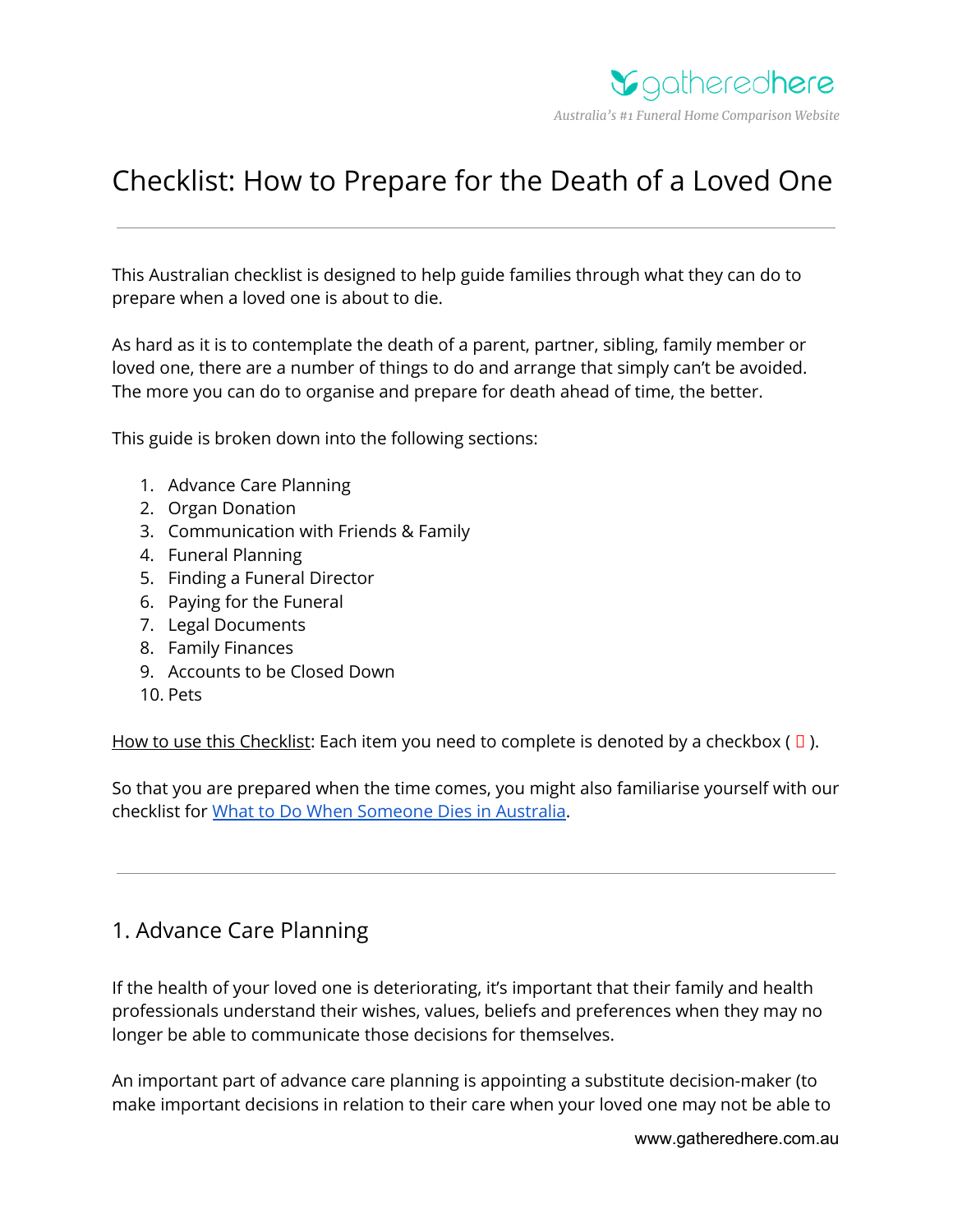# Checklist: How to Prepare for the Death of a Loved One

---

This Australian checklist is designed to help guide families through what they can do to prepare when a loved one is about to die.

As hard as it is to contemplate the death of a parent, partner, sibling, family member or loved one, there are a number of things to do and arrange that simply can't be avoided. The more you can do to organise and prepare for death ahead of time, the better.

This guide is broken down into the following sections:

1. Advance Care Planning
2. Organ Donation
3. Communication with Friends & Family
4. Funeral Planning
5. Finding a Funeral Director
6. Paying for the Funeral
7. Legal Documents
8. Family Finances
9. Accounts to be Closed Down
10. Pets

How to use this Checklist: Each item you need to complete is denoted by a checkbox ( ☐ ).

So that you are prepared when the time comes, you might also familiarise yourself with our checklist for What to Do When Someone Dies in Australia.

---

## 1. Advance Care Planning

If the health of your loved one is deteriorating, it's important that their family and health professionals understand their wishes, values, beliefs and preferences when they may no longer be able to communicate those decisions for themselves.

An important part of advance care planning is appointing a substitute decision-maker (to make important decisions in relation to their care when your loved one may not be able to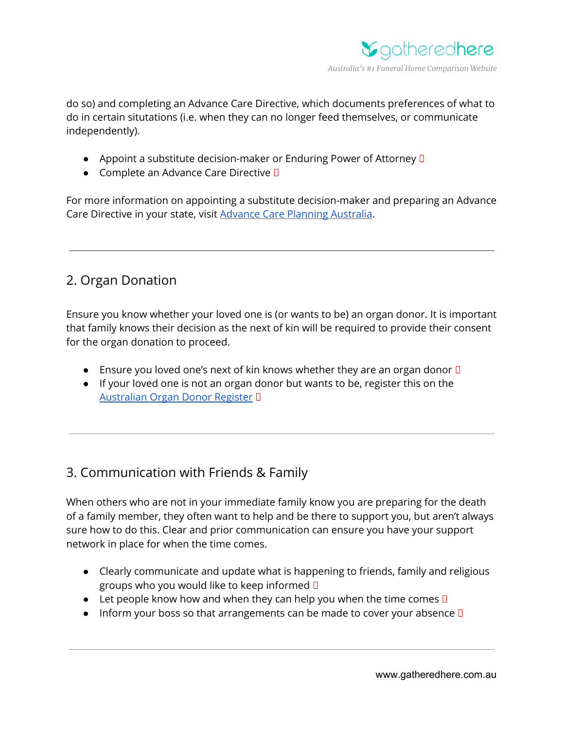do so) and completing an Advance Care Directive, which documents preferences of what to do in certain situtations (i.e. when they can no longer feed themselves, or communicate independently).

- Appoint a substitute decision-maker or Enduring Power of Attorney ☐
- Complete an Advance Care Directive ☐

For more information on appointing a substitute decision-maker and preparing an Advance Care Directive in your state, visit [Advance Care Planning Australia](#).

---

## 2. Organ Donation

Ensure you know whether your loved one is (or wants to be) an organ donor. It is important that family knows their decision as the next of kin will be required to provide their consent for the organ donation to proceed.

- Ensure you loved one's next of kin knows whether they are an organ donor ☐
- If your loved one is not an organ donor but wants to be, register this on the [Australian Organ Donor Register](#) ☐

---

## 3. Communication with Friends & Family

When others who are not in your immediate family know you are preparing for the death of a family member, they often want to help and be there to support you, but aren't always sure how to do this. Clear and prior communication can ensure you have your support network in place for when the time comes.

- Clearly communicate and update what is happening to friends, family and religious groups who you would like to keep informed ☐
- Let people know how and when they can help you when the time comes ☐
- Inform your boss so that arrangements can be made to cover your absence ☐

---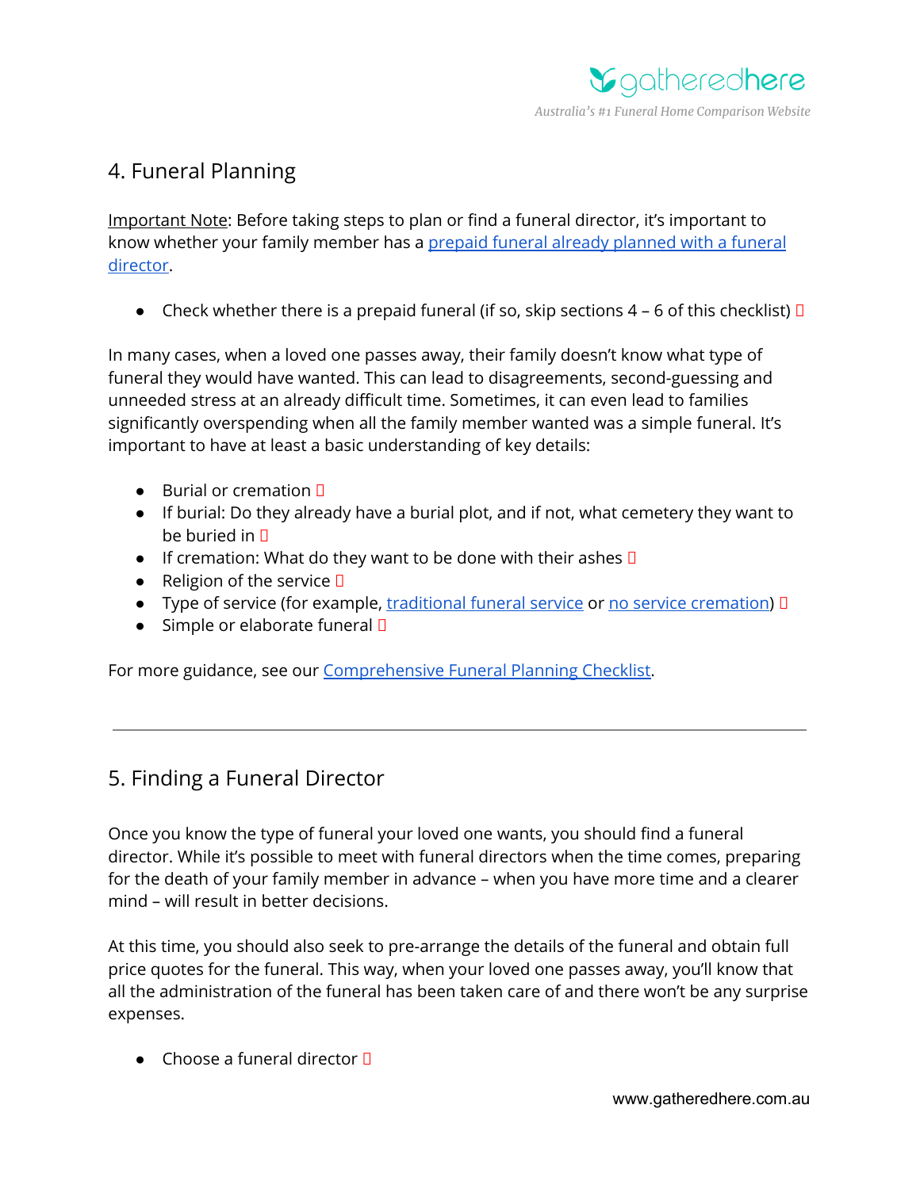## 4. Funeral Planning

Important Note: Before taking steps to plan or find a funeral director, it's important to know whether your family member has a [prepaid funeral already planned with a funeral director](#).

- Check whether there is a prepaid funeral (if so, skip sections 4 – 6 of this checklist) ☐

In many cases, when a loved one passes away, their family doesn't know what type of funeral they would have wanted. This can lead to disagreements, second-guessing and unneeded stress at an already difficult time. Sometimes, it can even lead to families significantly overspending when all the family member wanted was a simple funeral. It's important to have at least a basic understanding of key details:

- Burial or cremation ☐
- If burial: Do they already have a burial plot, and if not, what cemetery they want to be buried in ☐
- If cremation: What do they want to be done with their ashes ☐
- Religion of the service ☐
- Type of service (for example, [traditional funeral service](#) or [no service cremation](#)) ☐
- Simple or elaborate funeral ☐

For more guidance, see our [Comprehensive Funeral Planning Checklist](#).

---

## 5. Finding a Funeral Director

Once you know the type of funeral your loved one wants, you should find a funeral director. While it's possible to meet with funeral directors when the time comes, preparing for the death of your family member in advance – when you have more time and a clearer mind – will result in better decisions.

At this time, you should also seek to pre-arrange the details of the funeral and obtain full price quotes for the funeral. This way, when your loved one passes away, you'll know that all the administration of the funeral has been taken care of and there won't be any surprise expenses.

- Choose a funeral director ☐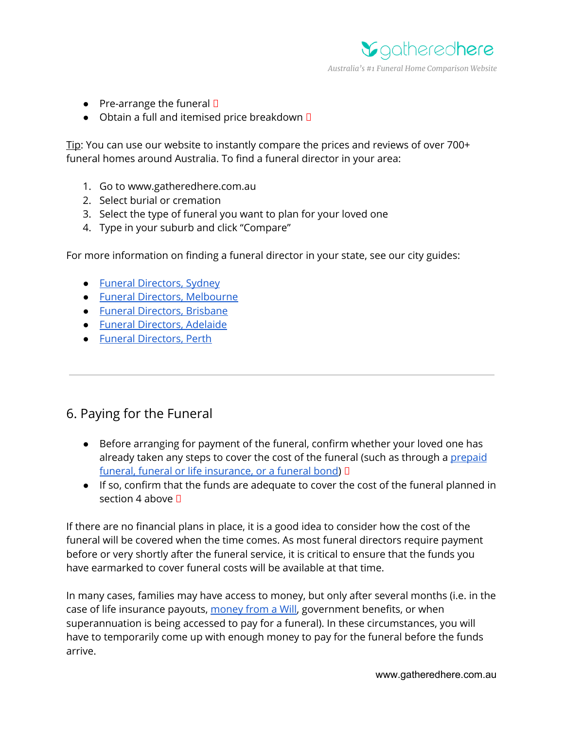- Pre-arrange the funeral ☐
- Obtain a full and itemised price breakdown ☐

Tip: You can use our website to instantly compare the prices and reviews of over 700+ funeral homes around Australia. To find a funeral director in your area:

1. Go to www.gatheredhere.com.au
2. Select burial or cremation
3. Select the type of funeral you want to plan for your loved one
4. Type in your suburb and click "Compare"

For more information on finding a funeral director in your state, see our city guides:

- Funeral Directors, Sydney
- Funeral Directors, Melbourne
- Funeral Directors, Brisbane
- Funeral Directors, Adelaide
- Funeral Directors, Perth

---

## 6. Paying for the Funeral

- Before arranging for payment of the funeral, confirm whether your loved one has already taken any steps to cover the cost of the funeral (such as through a prepaid funeral, funeral or life insurance, or a funeral bond) ☐
- If so, confirm that the funds are adequate to cover the cost of the funeral planned in section 4 above ☐

If there are no financial plans in place, it is a good idea to consider how the cost of the funeral will be covered when the time comes. As most funeral directors require payment before or very shortly after the funeral service, it is critical to ensure that the funds you have earmarked to cover funeral costs will be available at that time.

In many cases, families may have access to money, but only after several months (i.e. in the case of life insurance payouts, money from a Will, government benefits, or when superannuation is being accessed to pay for a funeral). In these circumstances, you will have to temporarily come up with enough money to pay for the funeral before the funds arrive.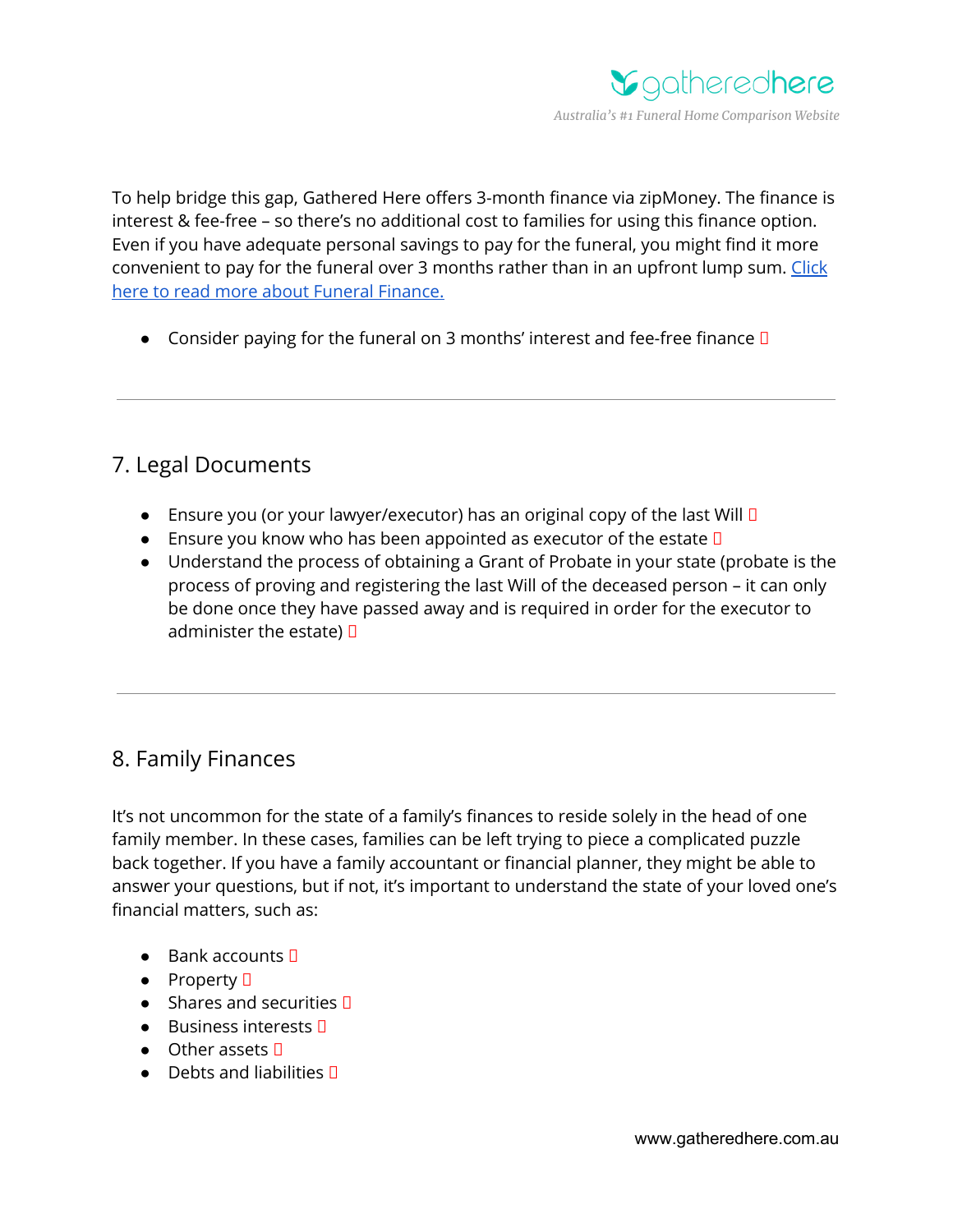To help bridge this gap, Gathered Here offers 3-month finance via zipMoney. The finance is interest & fee-free – so there's no additional cost to families for using this finance option. Even if you have adequate personal savings to pay for the funeral, you might find it more convenient to pay for the funeral over 3 months rather than in an upfront lump sum. [Click here to read more about Funeral Finance.]()

- Consider paying for the funeral on 3 months' interest and fee-free finance ☐

---

## 7. Legal Documents

- Ensure you (or your lawyer/executor) has an original copy of the last Will ☐
- Ensure you know who has been appointed as executor of the estate ☐
- Understand the process of obtaining a Grant of Probate in your state (probate is the process of proving and registering the last Will of the deceased person – it can only be done once they have passed away and is required in order for the executor to administer the estate) ☐

---

## 8. Family Finances

It's not uncommon for the state of a family's finances to reside solely in the head of one family member. In these cases, families can be left trying to piece a complicated puzzle back together. If you have a family accountant or financial planner, they might be able to answer your questions, but if not, it's important to understand the state of your loved one's financial matters, such as:

- Bank accounts ☐
- Property ☐
- Shares and securities ☐
- Business interests ☐
- Other assets ☐
- Debts and liabilities ☐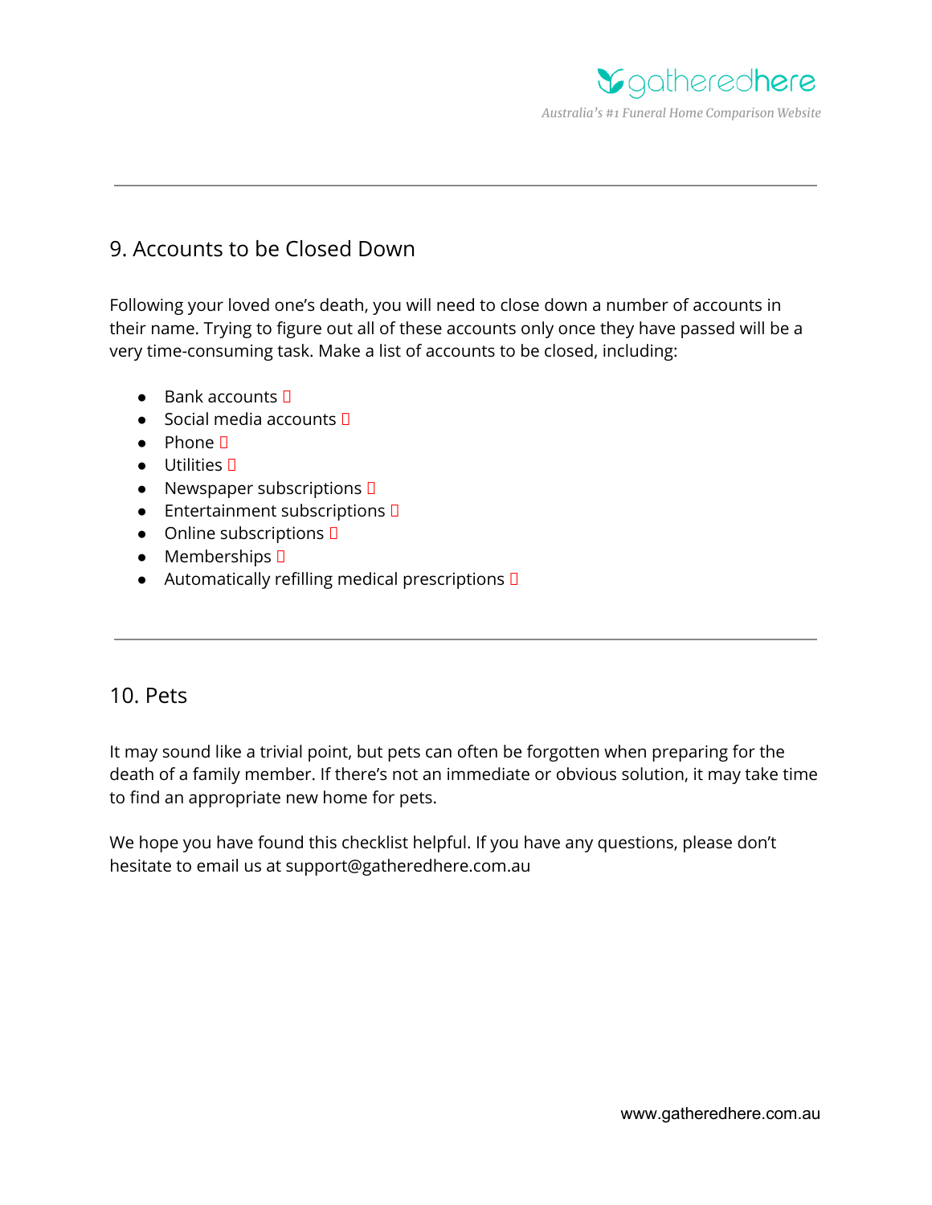## 9. Accounts to be Closed Down

Following your loved one's death, you will need to close down a number of accounts in their name. Trying to figure out all of these accounts only once they have passed will be a very time-consuming task. Make a list of accounts to be closed, including:

- Bank accounts ☐
- Social media accounts ☐
- Phone ☐
- Utilities ☐
- Newspaper subscriptions ☐
- Entertainment subscriptions ☐
- Online subscriptions ☐
- Memberships ☐
- Automatically refilling medical prescriptions ☐

## 10. Pets

It may sound like a trivial point, but pets can often be forgotten when preparing for the death of a family member. If there's not an immediate or obvious solution, it may take time to find an appropriate new home for pets.

We hope you have found this checklist helpful. If you have any questions, please don't hesitate to email us at support@gatheredhere.com.au